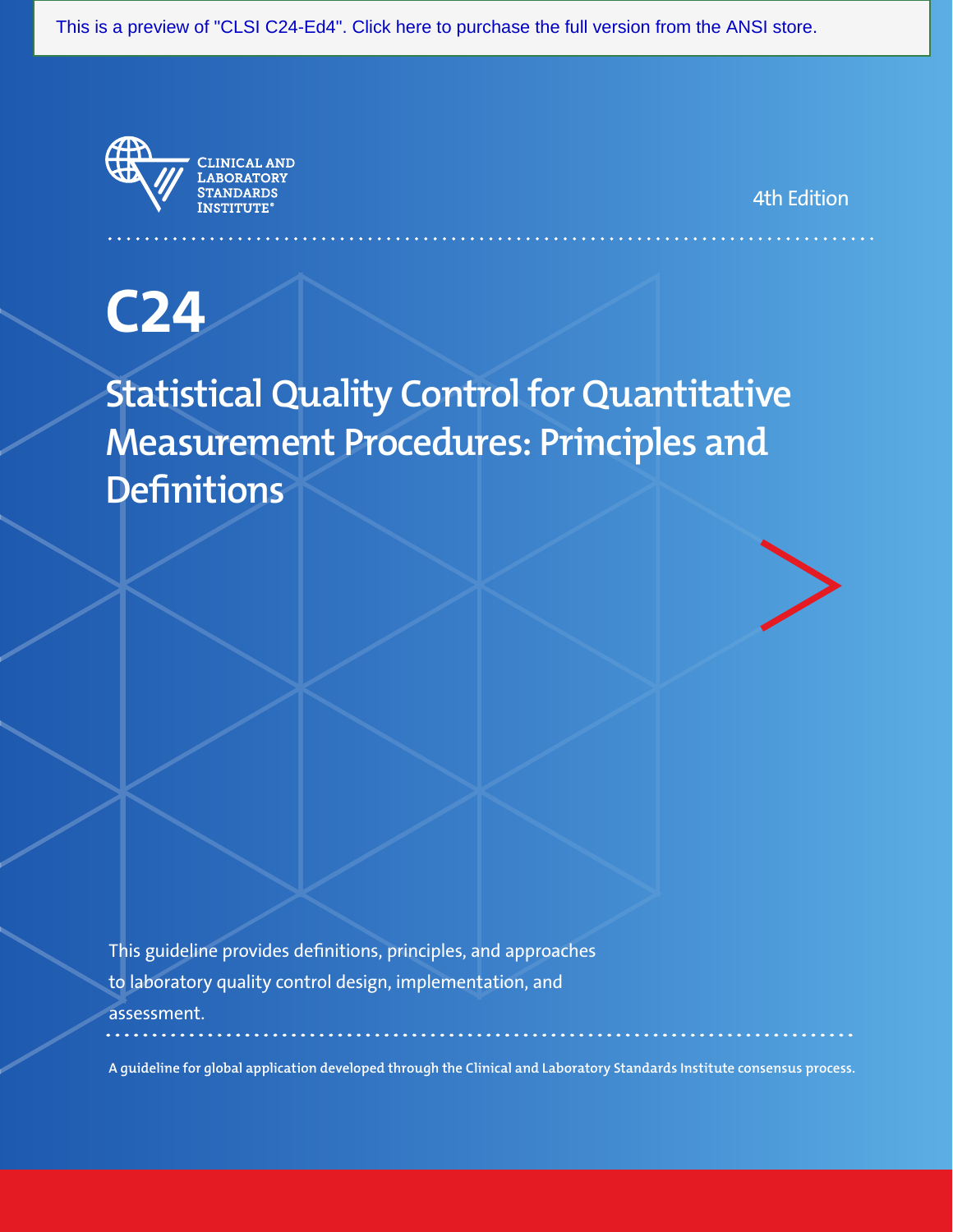This is a preview of "CLSI C24-Ed4". Click here to purchase the full version from the ANSI store.

CLINICAL AND LABORATORY STANDARDS INSTITUTE®

4th Edition

# C24

## Statistical Quality Control for Quantitative Measurement Procedures: Principles and Definitions

This guideline provides definitions, principles, and approaches to laboratory quality control design, implementation, and assessment.

**A guideline for global application developed through the Clinical and Laboratory Standards Institute consensus process.**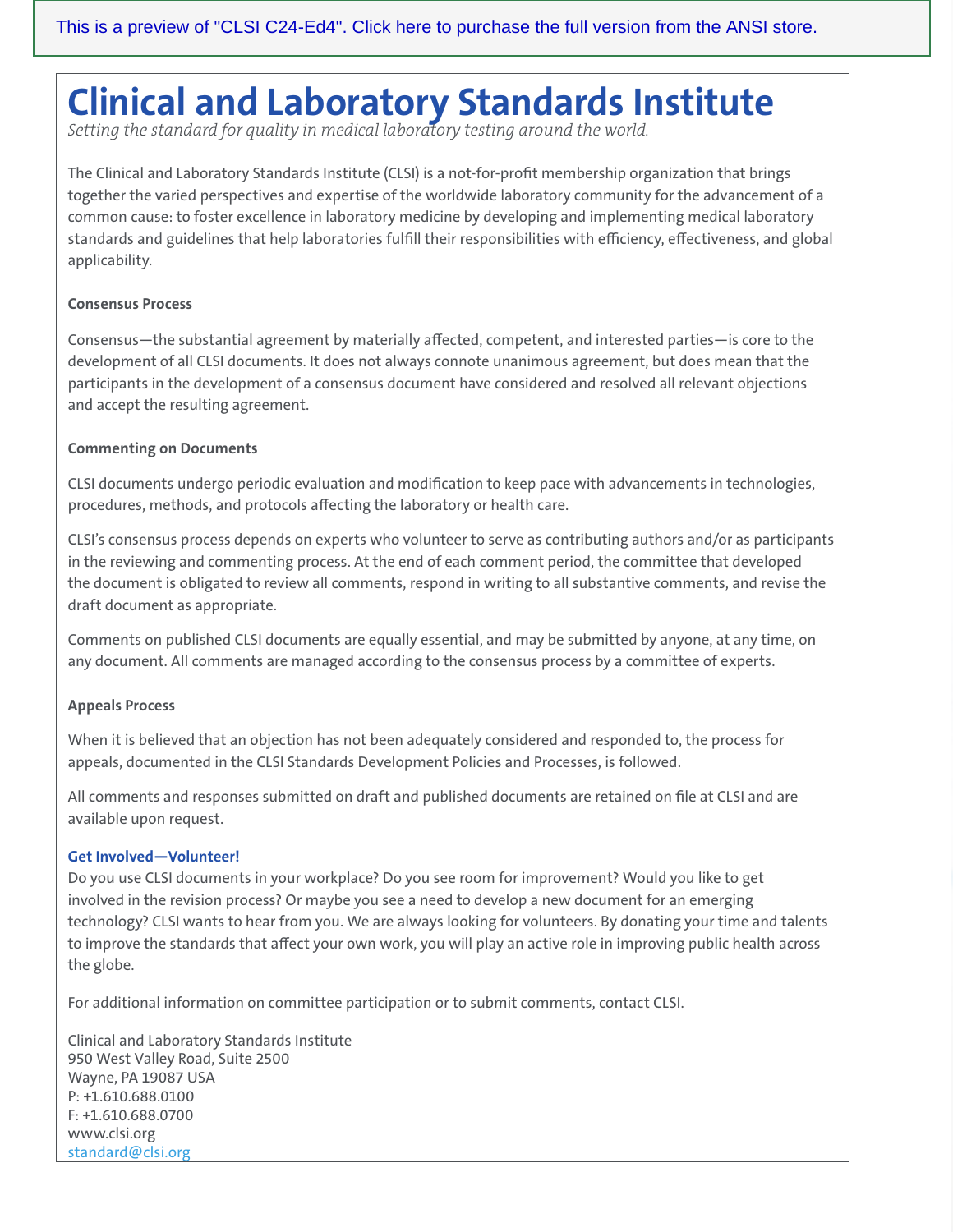This is a preview of "CLSI C24-Ed4". Click here to purchase the full version from the ANSI store.

# Clinical and Laboratory Standards Institute

*Setting the standard for quality in medical laboratory testing around the world.*

The Clinical and Laboratory Standards Institute (CLSI) is a not-for-profit membership organization that brings together the varied perspectives and expertise of the worldwide laboratory community for the advancement of a common cause: to foster excellence in laboratory medicine by developing and implementing medical laboratory standards and guidelines that help laboratories fulfill their responsibilities with efficiency, effectiveness, and global applicability.

**Consensus Process**

Consensus—the substantial agreement by materially affected, competent, and interested parties—is core to the development of all CLSI documents. It does not always connote unanimous agreement, but does mean that the participants in the development of a consensus document have considered and resolved all relevant objections and accept the resulting agreement.

**Commenting on Documents**

CLSI documents undergo periodic evaluation and modification to keep pace with advancements in technologies, procedures, methods, and protocols affecting the laboratory or health care.

CLSI's consensus process depends on experts who volunteer to serve as contributing authors and/or as participants in the reviewing and commenting process. At the end of each comment period, the committee that developed the document is obligated to review all comments, respond in writing to all substantive comments, and revise the draft document as appropriate.

Comments on published CLSI documents are equally essential, and may be submitted by anyone, at any time, on any document. All comments are managed according to the consensus process by a committee of experts.

**Appeals Process**

When it is believed that an objection has not been adequately considered and responded to, the process for appeals, documented in the CLSI Standards Development Policies and Processes, is followed.

All comments and responses submitted on draft and published documents are retained on file at CLSI and are available upon request.

**Get Involved—Volunteer!**

Do you use CLSI documents in your workplace? Do you see room for improvement? Would you like to get involved in the revision process? Or maybe you see a need to develop a new document for an emerging technology? CLSI wants to hear from you. We are always looking for volunteers. By donating your time and talents to improve the standards that affect your own work, you will play an active role in improving public health across the globe.

For additional information on committee participation or to submit comments, contact CLSI.

Clinical and Laboratory Standards Institute
950 West Valley Road, Suite 2500
Wayne, PA 19087 USA
P: +1.610.688.0100
F: +1.610.688.0700
www.clsi.org
standard@clsi.org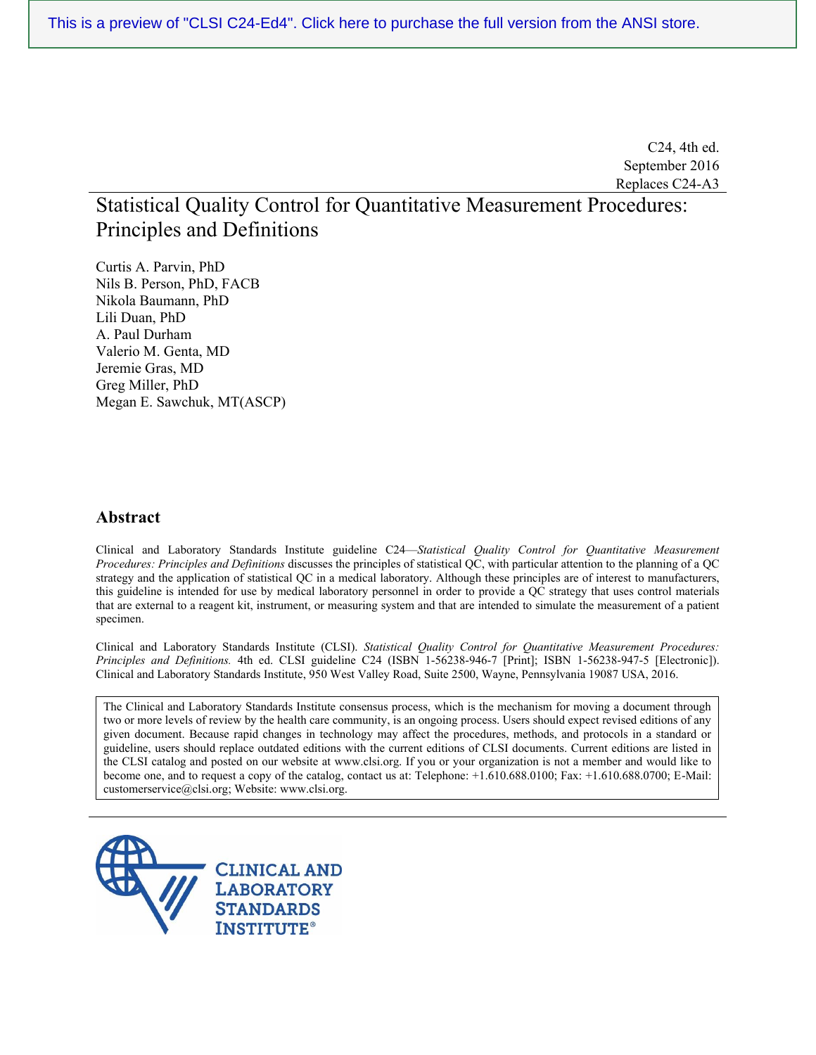This is a preview of "CLSI C24-Ed4". Click here to purchase the full version from the ANSI store.

C24, 4th ed.
September 2016
Replaces C24-A3

# Statistical Quality Control for Quantitative Measurement Procedures: Principles and Definitions

Curtis A. Parvin, PhD
Nils B. Person, PhD, FACB
Nikola Baumann, PhD
Lili Duan, PhD
A. Paul Durham
Valerio M. Genta, MD
Jeremie Gras, MD
Greg Miller, PhD
Megan E. Sawchuk, MT(ASCP)

## Abstract

Clinical and Laboratory Standards Institute guideline C24—*Statistical Quality Control for Quantitative Measurement Procedures: Principles and Definitions* discusses the principles of statistical QC, with particular attention to the planning of a QC strategy and the application of statistical QC in a medical laboratory. Although these principles are of interest to manufacturers, this guideline is intended for use by medical laboratory personnel in order to provide a QC strategy that uses control materials that are external to a reagent kit, instrument, or measuring system and that are intended to simulate the measurement of a patient specimen.

Clinical and Laboratory Standards Institute (CLSI). *Statistical Quality Control for Quantitative Measurement Procedures: Principles and Definitions.* 4th ed. CLSI guideline C24 (ISBN 1-56238-946-7 [Print]; ISBN 1-56238-947-5 [Electronic]). Clinical and Laboratory Standards Institute, 950 West Valley Road, Suite 2500, Wayne, Pennsylvania 19087 USA, 2016.

The Clinical and Laboratory Standards Institute consensus process, which is the mechanism for moving a document through two or more levels of review by the health care community, is an ongoing process. Users should expect revised editions of any given document. Because rapid changes in technology may affect the procedures, methods, and protocols in a standard or guideline, users should replace outdated editions with the current editions of CLSI documents. Current editions are listed in the CLSI catalog and posted on our website at www.clsi.org. If you or your organization is not a member and would like to become one, and to request a copy of the catalog, contact us at: Telephone: +1.610.688.0100; Fax: +1.610.688.0700; E-Mail: customerservice@clsi.org; Website: www.clsi.org.

CLINICAL AND LABORATORY STANDARDS INSTITUTE®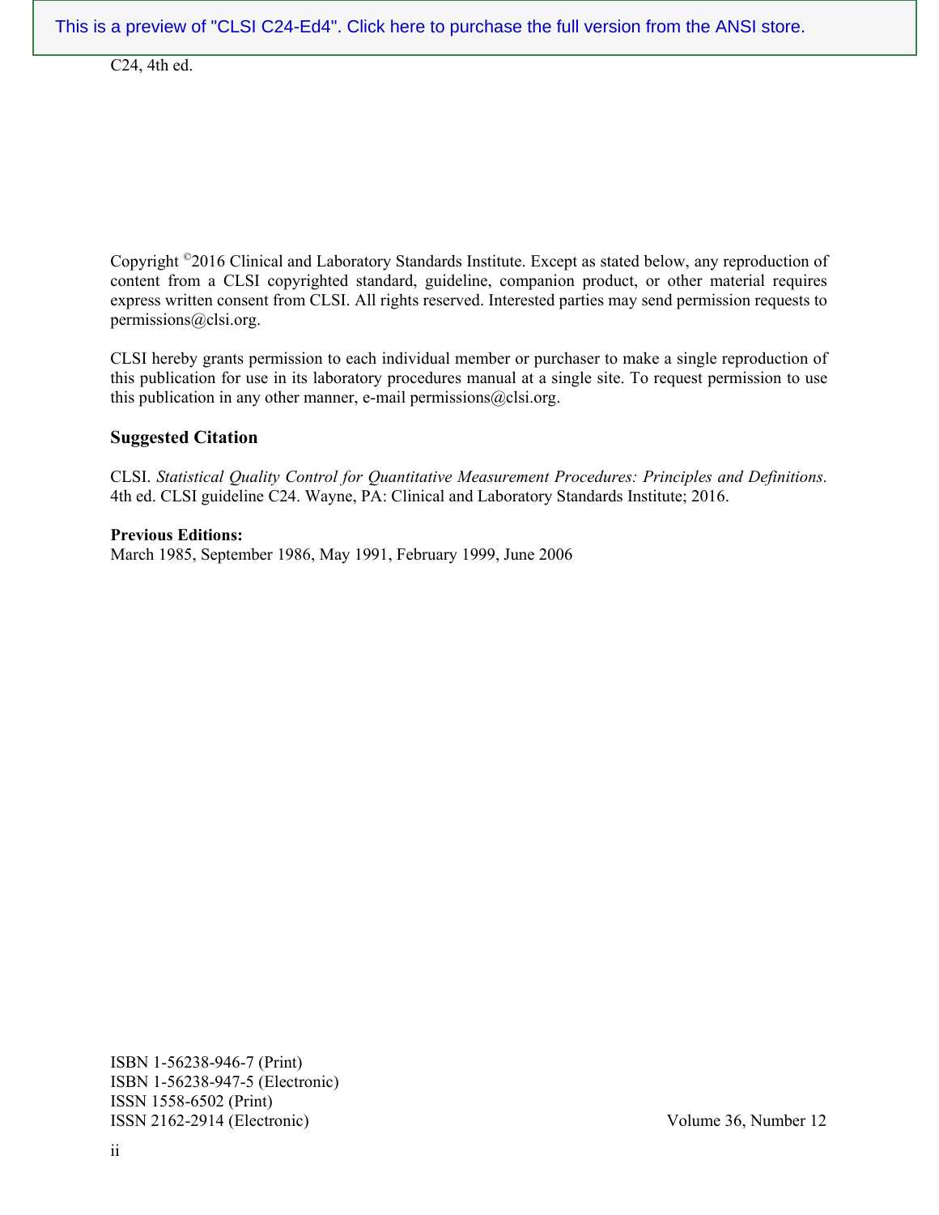Copyright ©2016 Clinical and Laboratory Standards Institute. Except as stated below, any reproduction of content from a CLSI copyrighted standard, guideline, companion product, or other material requires express written consent from CLSI. All rights reserved. Interested parties may send permission requests to permissions@clsi.org.

CLSI hereby grants permission to each individual member or purchaser to make a single reproduction of this publication for use in its laboratory procedures manual at a single site. To request permission to use this publication in any other manner, e-mail permissions@clsi.org.

### Suggested Citation

CLSI. *Statistical Quality Control for Quantitative Measurement Procedures: Principles and Definitions.* 4th ed. CLSI guideline C24. Wayne, PA: Clinical and Laboratory Standards Institute; 2016.

**Previous Editions:**
March 1985, September 1986, May 1991, February 1999, June 2006

ISBN 1-56238-946-7 (Print)
ISBN 1-56238-947-5 (Electronic)
ISSN 1558-6502 (Print)
ISSN 2162-2914 (Electronic)

Volume 36, Number 12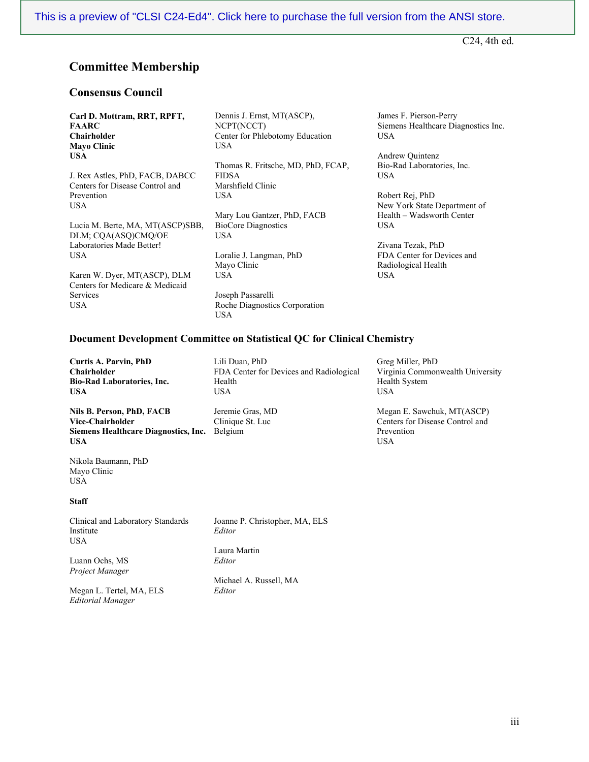## Committee Membership

### Consensus Council

**Carl D. Mottram, RRT, RPFT, FAARC**
**Chairholder**
**Mayo Clinic**
**USA**

J. Rex Astles, PhD, FACB, DABCC
Centers for Disease Control and Prevention
USA

Lucia M. Berte, MA, MT(ASCP)SBB, DLM; CQA(ASQ)CMQ/OE
Laboratories Made Better!
USA

Karen W. Dyer, MT(ASCP), DLM
Centers for Medicare & Medicaid Services
USA

Dennis J. Ernst, MT(ASCP), NCPT(NCCT)
Center for Phlebotomy Education
USA

Thomas R. Fritsche, MD, PhD, FCAP, FIDSA
Marshfield Clinic
USA

Mary Lou Gantzer, PhD, FACB
BioCore Diagnostics
USA

Loralie J. Langman, PhD
Mayo Clinic
USA

Joseph Passarelli
Roche Diagnostics Corporation
USA

James F. Pierson-Perry
Siemens Healthcare Diagnostics Inc.
USA

Andrew Quintenz
Bio-Rad Laboratories, Inc.
USA

Robert Rej, PhD
New York State Department of Health – Wadsworth Center
USA

Zivana Tezak, PhD
FDA Center for Devices and Radiological Health
USA

### Document Development Committee on Statistical QC for Clinical Chemistry

**Curtis A. Parvin, PhD**
**Chairholder**
**Bio-Rad Laboratories, Inc.**
**USA**

**Nils B. Person, PhD, FACB**
**Vice-Chairholder**
**Siemens Healthcare Diagnostics, Inc.**
**USA**

Nikola Baumann, PhD
Mayo Clinic
USA

Lili Duan, PhD
FDA Center for Devices and Radiological Health
USA

Jeremie Gras, MD
Clinique St. Luc
Belgium

Greg Miller, PhD
Virginia Commonwealth University Health System
USA

Megan E. Sawchuk, MT(ASCP)
Centers for Disease Control and Prevention
USA

### Staff

Clinical and Laboratory Standards Institute
USA

Luann Ochs, MS
*Project Manager*

Megan L. Tertel, MA, ELS
*Editorial Manager*

Joanne P. Christopher, MA, ELS
*Editor*

Laura Martin
*Editor*

Michael A. Russell, MA
*Editor*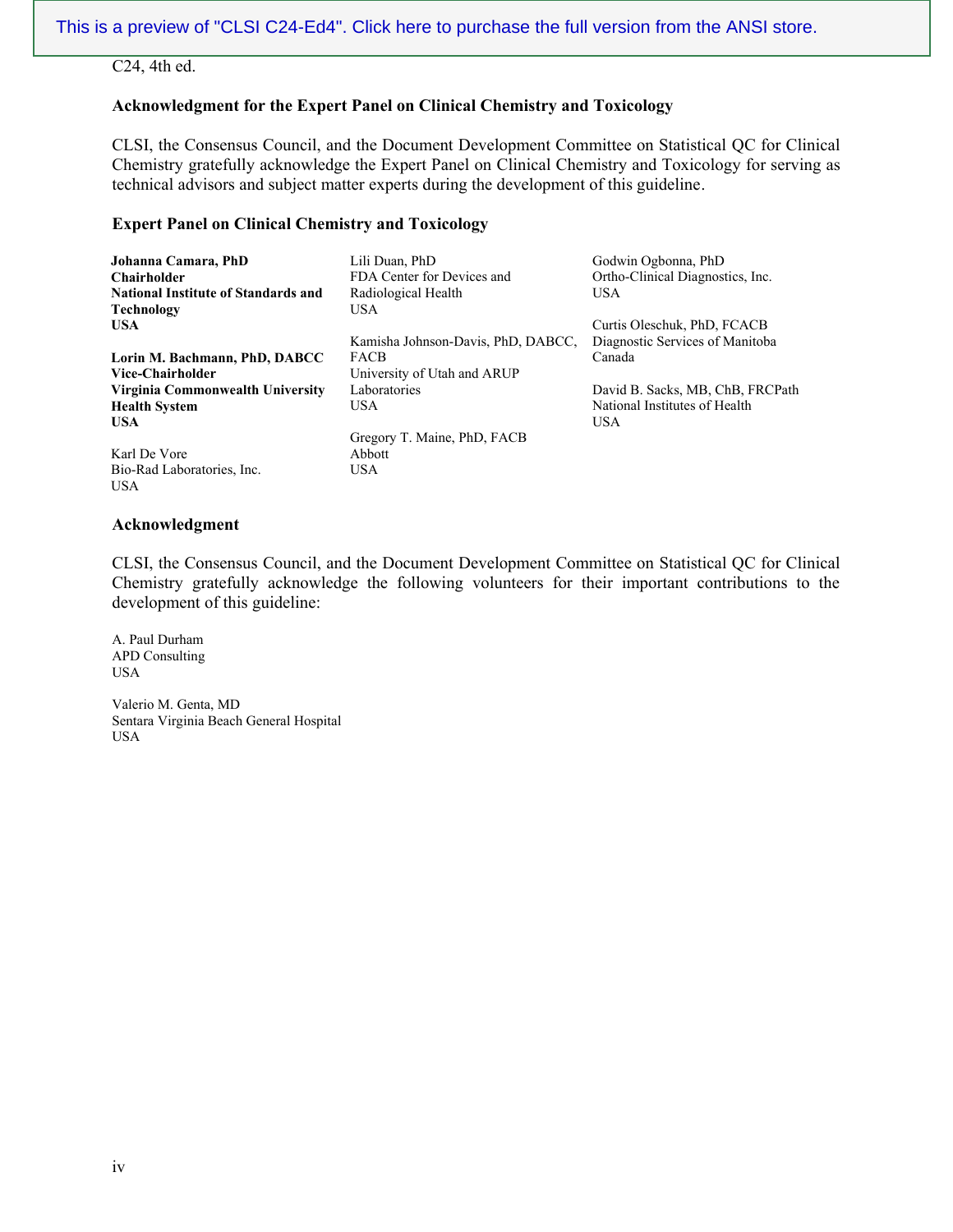### Acknowledgment for the Expert Panel on Clinical Chemistry and Toxicology

CLSI, the Consensus Council, and the Document Development Committee on Statistical QC for Clinical Chemistry gratefully acknowledge the Expert Panel on Clinical Chemistry and Toxicology for serving as technical advisors and subject matter experts during the development of this guideline.

### Expert Panel on Clinical Chemistry and Toxicology

**Johanna Camara, PhD**
**Chairholder**
**National Institute of Standards and Technology**
**USA**

**Lorin M. Bachmann, PhD, DABCC**
**Vice-Chairholder**
**Virginia Commonwealth University Health System**
**USA**

Karl De Vore
Bio-Rad Laboratories, Inc.
USA

Lili Duan, PhD
FDA Center for Devices and Radiological Health
USA

Kamisha Johnson-Davis, PhD, DABCC, FACB
University of Utah and ARUP Laboratories
USA

Gregory T. Maine, PhD, FACB
Abbott
USA

Godwin Ogbonna, PhD
Ortho-Clinical Diagnostics, Inc.
USA

Curtis Oleschuk, PhD, FCACB
Diagnostic Services of Manitoba
Canada

David B. Sacks, MB, ChB, FRCPath
National Institutes of Health
USA

### Acknowledgment

CLSI, the Consensus Council, and the Document Development Committee on Statistical QC for Clinical Chemistry gratefully acknowledge the following volunteers for their important contributions to the development of this guideline:

A. Paul Durham
APD Consulting
USA

Valerio M. Genta, MD
Sentara Virginia Beach General Hospital
USA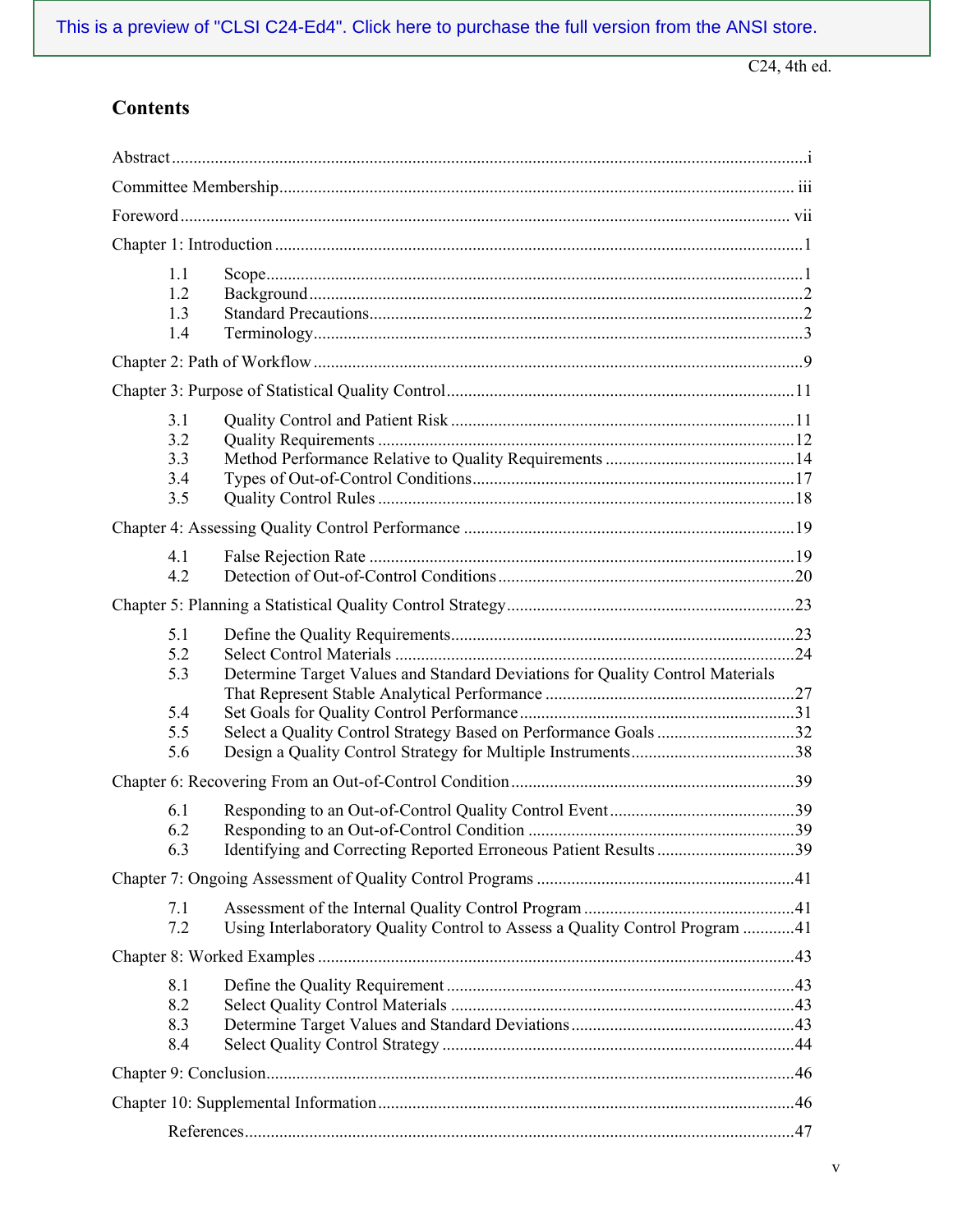This is a preview of "CLSI C24-Ed4". Click here to purchase the full version from the ANSI store.

## Contents

Abstract ....................................................................................................................................i

Committee Membership ....................................................................................................... iii

Foreword ............................................................................................................................ vii

Chapter 1: Introduction .........................................................................................................1

- 1.1 Scope ..........................................................................................................................1
- 1.2 Background .................................................................................................................2
- 1.3 Standard Precautions ....................................................................................................2
- 1.4 Terminology ................................................................................................................3

Chapter 2: Path of Workflow .................................................................................................9

Chapter 3: Purpose of Statistical Quality Control ................................................................11

- 3.1 Quality Control and Patient Risk ...............................................................................11
- 3.2 Quality Requirements ...............................................................................................12
- 3.3 Method Performance Relative to Quality Requirements ...........................................14
- 3.4 Types of Out-of-Control Conditions ..........................................................................17
- 3.5 Quality Control Rules ...............................................................................................18

Chapter 4: Assessing Quality Control Performance ............................................................19

- 4.1 False Rejection Rate ..................................................................................................19
- 4.2 Detection of Out-of-Control Conditions ....................................................................20

Chapter 5: Planning a Statistical Quality Control Strategy ..................................................23

- 5.1 Define the Quality Requirements ...............................................................................23
- 5.2 Select Control Materials ...........................................................................................24
- 5.3 Determine Target Values and Standard Deviations for Quality Control Materials That Represent Stable Analytical Performance ..........................................................27
- 5.4 Set Goals for Quality Control Performance ...............................................................31
- 5.5 Select a Quality Control Strategy Based on Performance Goals ................................32
- 5.6 Design a Quality Control Strategy for Multiple Instruments ......................................38

Chapter 6: Recovering From an Out-of-Control Condition .................................................39

- 6.1 Responding to an Out-of-Control Quality Control Event ...........................................39
- 6.2 Responding to an Out-of-Control Condition .............................................................39
- 6.3 Identifying and Correcting Reported Erroneous Patient Results ................................39

Chapter 7: Ongoing Assessment of Quality Control Programs ...........................................41

- 7.1 Assessment of the Internal Quality Control Program ................................................41
- 7.2 Using Interlaboratory Quality Control to Assess a Quality Control Program ............41

Chapter 8: Worked Examples .............................................................................................43

- 8.1 Define the Quality Requirement ................................................................................43
- 8.2 Select Quality Control Materials ...............................................................................43
- 8.3 Determine Target Values and Standard Deviations ...................................................43
- 8.4 Select Quality Control Strategy .................................................................................44

Chapter 9: Conclusion .........................................................................................................46

Chapter 10: Supplemental Information ...............................................................................46

- References ..................................................................................................................47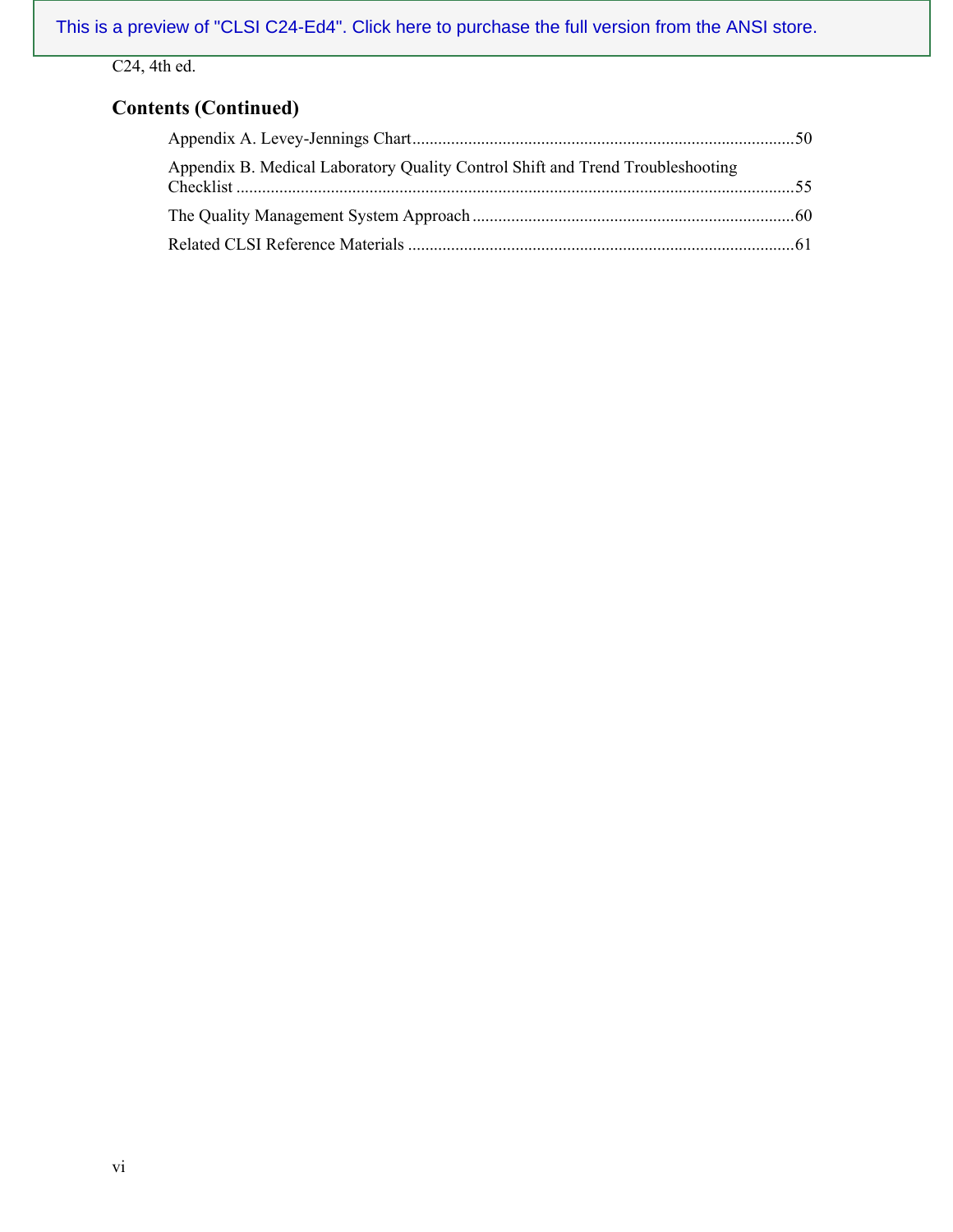## Contents (Continued)

Appendix A. Levey-Jennings Chart ........................................................................................ 50

Appendix B. Medical Laboratory Quality Control Shift and Trend Troubleshooting Checklist ................................................................................................................................ 55

The Quality Management System Approach ........................................................................ 60

Related CLSI Reference Materials ........................................................................................ 61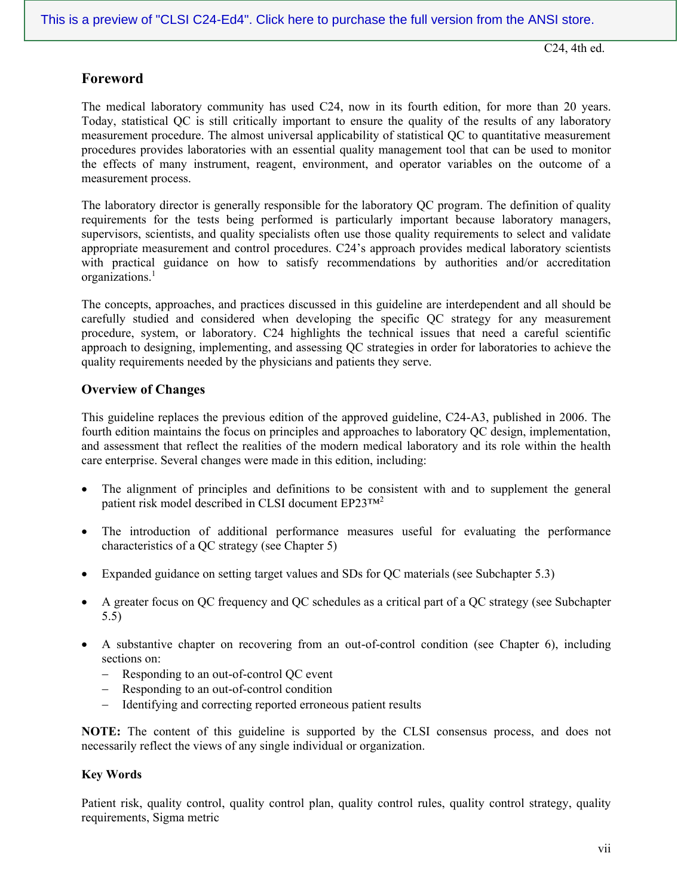## Foreword

The medical laboratory community has used C24, now in its fourth edition, for more than 20 years. Today, statistical QC is still critically important to ensure the quality of the results of any laboratory measurement procedure. The almost universal applicability of statistical QC to quantitative measurement procedures provides laboratories with an essential quality management tool that can be used to monitor the effects of many instrument, reagent, environment, and operator variables on the outcome of a measurement process.

The laboratory director is generally responsible for the laboratory QC program. The definition of quality requirements for the tests being performed is particularly important because laboratory managers, supervisors, scientists, and quality specialists often use those quality requirements to select and validate appropriate measurement and control procedures. C24's approach provides medical laboratory scientists with practical guidance on how to satisfy recommendations by authorities and/or accreditation organizations.[1]

The concepts, approaches, and practices discussed in this guideline are interdependent and all should be carefully studied and considered when developing the specific QC strategy for any measurement procedure, system, or laboratory. C24 highlights the technical issues that need a careful scientific approach to designing, implementing, and assessing QC strategies in order for laboratories to achieve the quality requirements needed by the physicians and patients they serve.

### Overview of Changes

This guideline replaces the previous edition of the approved guideline, C24-A3, published in 2006. The fourth edition maintains the focus on principles and approaches to laboratory QC design, implementation, and assessment that reflect the realities of the modern medical laboratory and its role within the health care enterprise. Several changes were made in this edition, including:

- The alignment of principles and definitions to be consistent with and to supplement the general patient risk model described in CLSI document EP23™[2]
- The introduction of additional performance measures useful for evaluating the performance characteristics of a QC strategy (see Chapter 5)
- Expanded guidance on setting target values and SDs for QC materials (see Subchapter 5.3)
- A greater focus on QC frequency and QC schedules as a critical part of a QC strategy (see Subchapter 5.5)
- A substantive chapter on recovering from an out-of-control condition (see Chapter 6), including sections on:
  - Responding to an out-of-control QC event
  - Responding to an out-of-control condition
  - Identifying and correcting reported erroneous patient results

**NOTE:** The content of this guideline is supported by the CLSI consensus process, and does not necessarily reflect the views of any single individual or organization.

### Key Words

Patient risk, quality control, quality control plan, quality control rules, quality control strategy, quality requirements, Sigma metric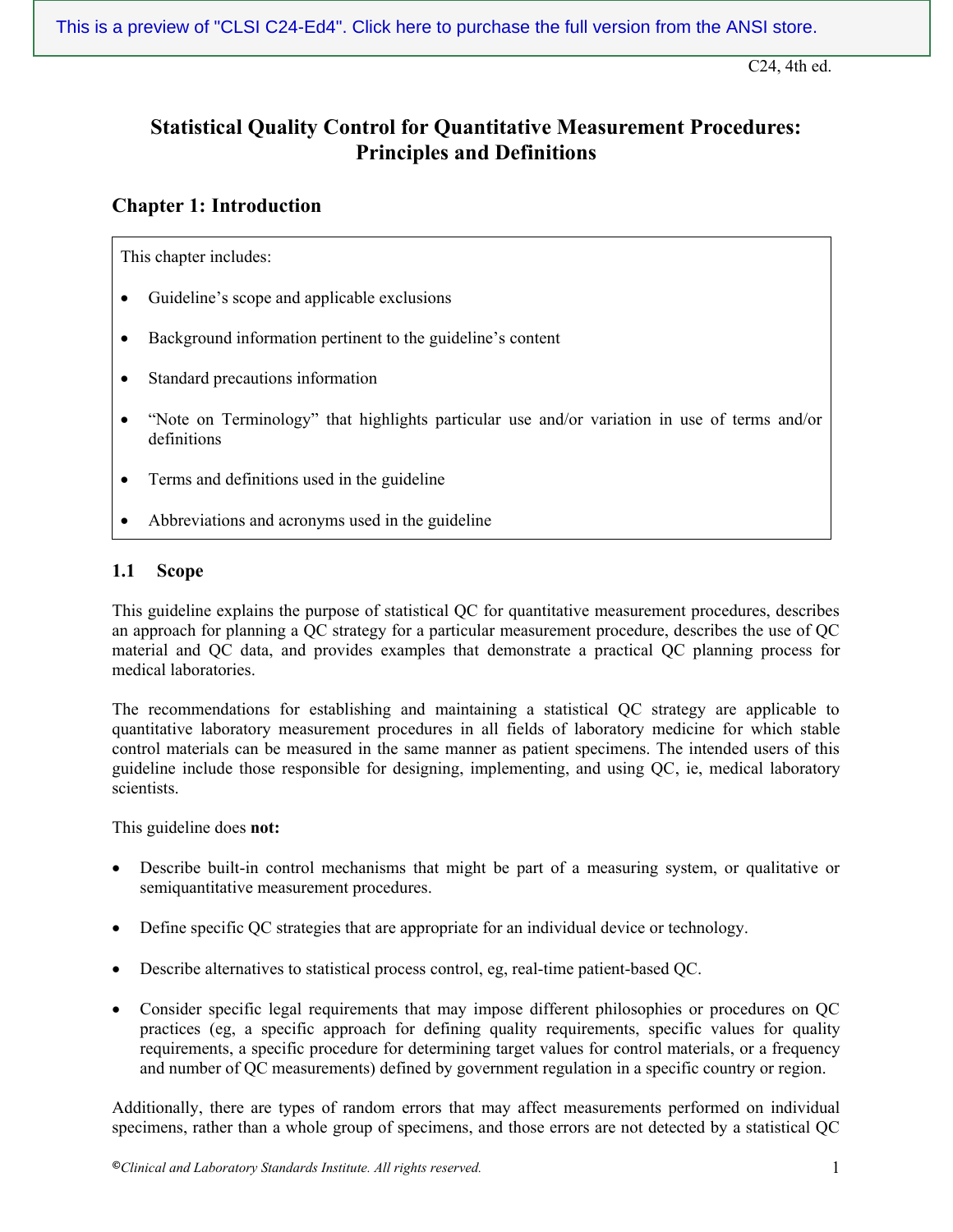# Statistical Quality Control for Quantitative Measurement Procedures: Principles and Definitions

## Chapter 1: Introduction

This chapter includes:

- Guideline's scope and applicable exclusions
- Background information pertinent to the guideline's content
- Standard precautions information
- "Note on Terminology" that highlights particular use and/or variation in use of terms and/or definitions
- Terms and definitions used in the guideline
- Abbreviations and acronyms used in the guideline

### 1.1 Scope

This guideline explains the purpose of statistical QC for quantitative measurement procedures, describes an approach for planning a QC strategy for a particular measurement procedure, describes the use of QC material and QC data, and provides examples that demonstrate a practical QC planning process for medical laboratories.

The recommendations for establishing and maintaining a statistical QC strategy are applicable to quantitative laboratory measurement procedures in all fields of laboratory medicine for which stable control materials can be measured in the same manner as patient specimens. The intended users of this guideline include those responsible for designing, implementing, and using QC, ie, medical laboratory scientists.

This guideline does **not:**

- Describe built-in control mechanisms that might be part of a measuring system, or qualitative or semiquantitative measurement procedures.
- Define specific QC strategies that are appropriate for an individual device or technology.
- Describe alternatives to statistical process control, eg, real-time patient-based QC.
- Consider specific legal requirements that may impose different philosophies or procedures on QC practices (eg, a specific approach for defining quality requirements, specific values for quality requirements, a specific procedure for determining target values for control materials, or a frequency and number of QC measurements) defined by government regulation in a specific country or region.

Additionally, there are types of random errors that may affect measurements performed on individual specimens, rather than a whole group of specimens, and those errors are not detected by a statistical QC